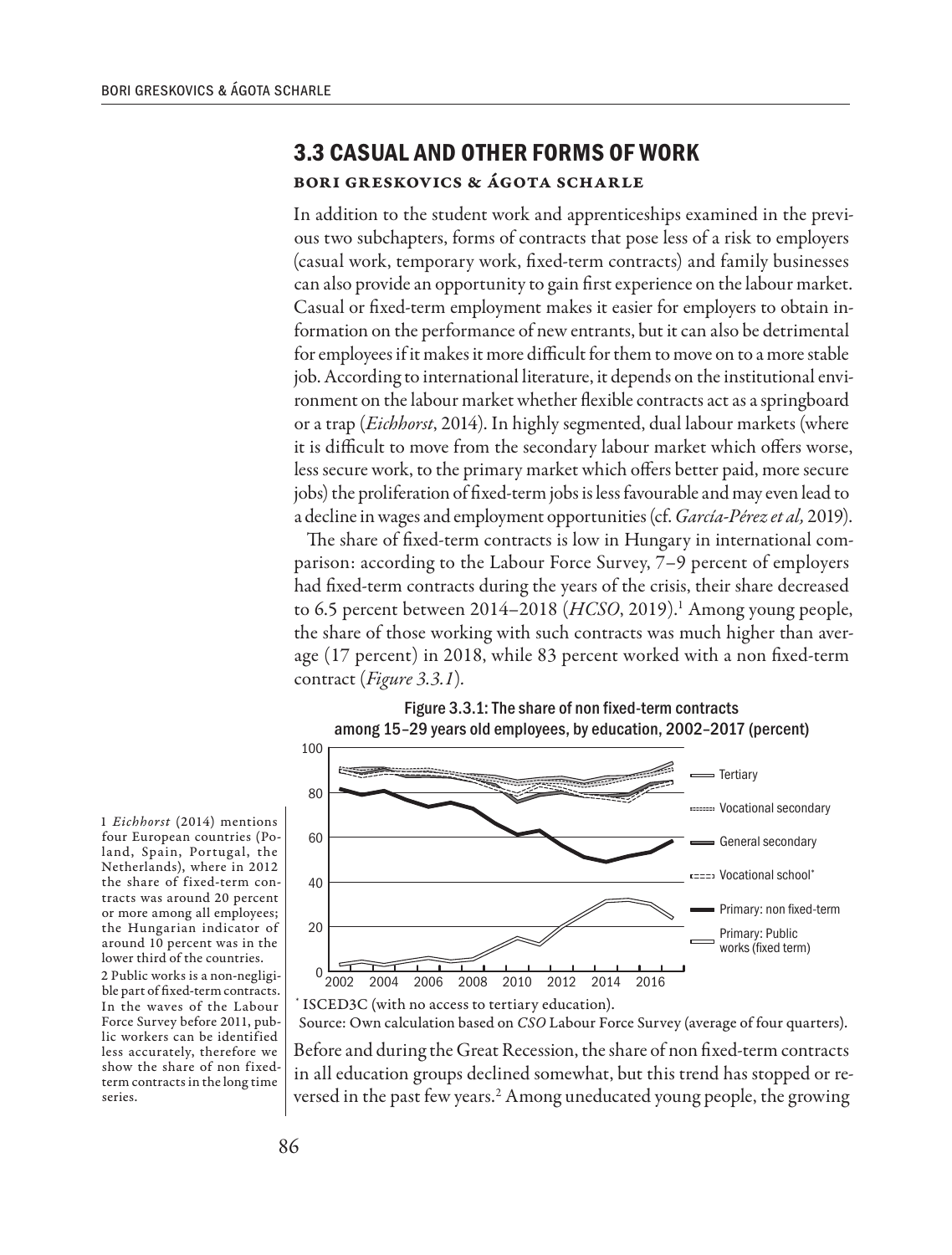## 3.3 CASUAL AND OTHER FORMS OF WORK

**BORI GRESKOVICS & ÁGOTA SCHARLE**

In addition to the student work and apprenticeships examined in the previous two subchapters, forms of contracts that pose less of a risk to employers (casual work, temporary work, fixed-term contracts) and family businesses can also provide an opportunity to gain first experience on the labour market. Casual or fixed-term employment makes it easier for employers to obtain information on the performance of new entrants, but it can also be detrimental for employees if it makes it more difficult for them to move on to a more stable job. According to international literature, it depends on the institutional environment on the labour market whether flexible contracts act as a springboard or a trap (*Eichhorst*, 2014). In highly segmented, dual labour markets (where it is difficult to move from the secondary labour market which offers worse, less secure work, to the primary market which offers better paid, more secure jobs) the proliferation of fixed-term jobs is less favourable and may even lead to a decline in wages and employment opportunities (cf. *García-Pérez et al,* 2019).

The share of fixed-term contracts is low in Hungary in international comparison: according to the Labour Force Survey, 7–9 percent of employers had fixed-term contracts during the years of the crisis, their share decreased to 6.5 percent between 2014–2018 (*HCSO*, 2019).[1] Among young people, the share of those working with such contracts was much higher than average (17 percent) in 2018, while 83 percent worked with a non fixed-term contract (*Figure 3.3.1*).

Figure 3.3.1: The share of non fixed-term contracts among 15–29 years old employees, by education, 2002–2017 (percent)

\* ISCED3C (with no access to tertiary education).

Source: Own calculation based on *CSO* Labour Force Survey (average of four quarters).

Before and during the Great Recession, the share of non fixed-term contracts in all education groups declined somewhat, but this trend has stopped or reversed in the past few years.[2] Among uneducated young people, the growing

1 *Eichhorst* (2014) mentions four European countries (Poland, Spain, Portugal, the Netherlands), where in 2012 the share of fixed-term contracts was around 20 percent or more among all employees; the Hungarian indicator of around 10 percent was in the lower third of the countries.

2 Public works is a non-negligible part of fixed-term contracts. In the waves of the Labour Force Survey before 2011, public workers can be identified less accurately, therefore we show the share of non fixed-term contracts in the long time series.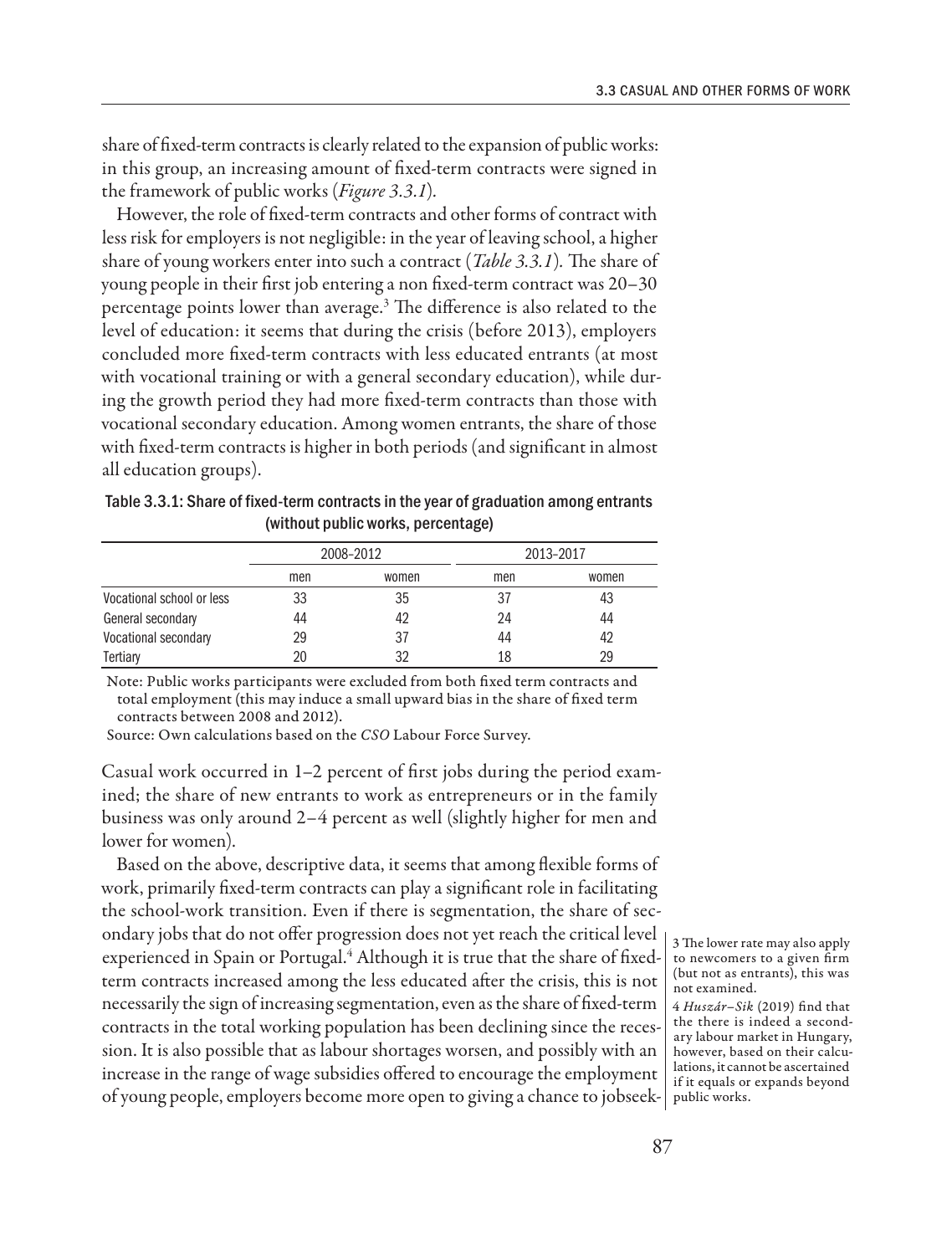share of fixed-term contracts is clearly related to the expansion of public works: in this group, an increasing amount of fixed-term contracts were signed in the framework of public works (*Figure 3.3.1*).

However, the role of fixed-term contracts and other forms of contract with less risk for employers is not negligible: in the year of leaving school, a higher share of young workers enter into such a contract (*Table 3.3.1*). The share of young people in their first job entering a non fixed-term contract was 20–30 percentage points lower than average.[3] The difference is also related to the level of education: it seems that during the crisis (before 2013), employers concluded more fixed-term contracts with less educated entrants (at most with vocational training or with a general secondary education), while during the growth period they had more fixed-term contracts than those with vocational secondary education. Among women entrants, the share of those with fixed-term contracts is higher in both periods (and significant in almost all education groups).

Table 3.3.1: Share of fixed-term contracts in the year of graduation among entrants (without public works, percentage)

| | 2008–2012 | | 2013–2017 | |
|---|---|---|---|---|
| | men | women | men | women |
| Vocational school or less | 33 | 35 | 37 | 43 |
| General secondary | 44 | 42 | 24 | 44 |
| Vocational secondary | 29 | 37 | 44 | 42 |
| Tertiary | 20 | 32 | 18 | 29 |

Note: Public works participants were excluded from both fixed term contracts and total employment (this may induce a small upward bias in the share of fixed term contracts between 2008 and 2012).

Source: Own calculations based on the *CSO* Labour Force Survey.

Casual work occurred in 1–2 percent of first jobs during the period examined; the share of new entrants to work as entrepreneurs or in the family business was only around 2–4 percent as well (slightly higher for men and lower for women).

Based on the above, descriptive data, it seems that among flexible forms of work, primarily fixed-term contracts can play a significant role in facilitating the school-work transition. Even if there is segmentation, the share of secondary jobs that do not offer progression does not yet reach the critical level experienced in Spain or Portugal.[4] Although it is true that the share of fixed-term contracts increased among the less educated after the crisis, this is not necessarily the sign of increasing segmentation, even as the share of fixed-term contracts in the total working population has been declining since the recession. It is also possible that as labour shortages worsen, and possibly with an increase in the range of wage subsidies offered to encourage the employment of young people, employers become more open to giving a chance to jobseek-

[3] The lower rate may also apply to newcomers to a given firm (but not as entrants), this was not examined.

[4] *Huszár–Sik* (2019) find that the there is indeed a secondary labour market in Hungary, however, based on their calculations, it cannot be ascertained if it equals or expands beyond public works.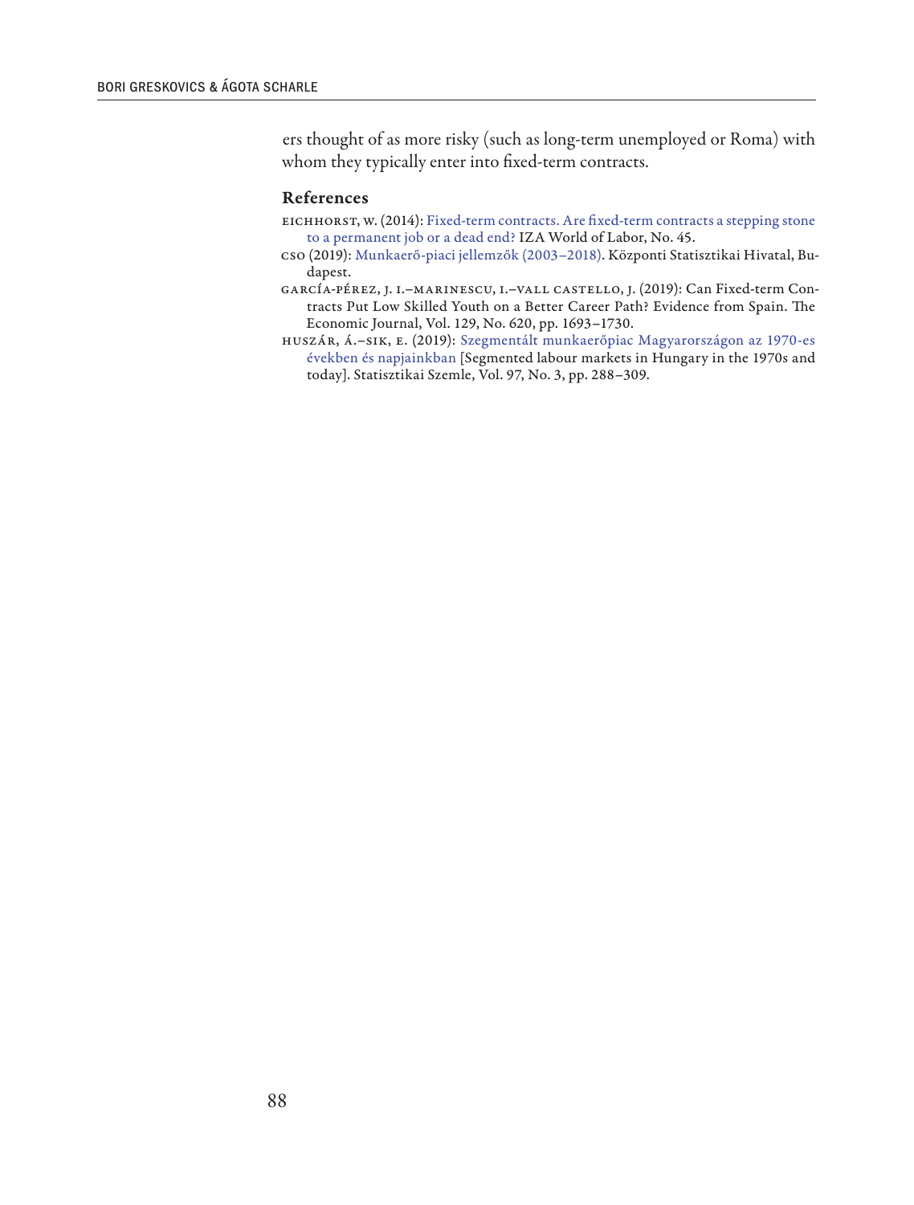ers thought of as more risky (such as long-term unemployed or Roma) with whom they typically enter into fixed-term contracts.

## References

Eichhorst, W. (2014): Fixed-term contracts. Are fixed-term contracts a stepping stone to a permanent job or a dead end? IZA World of Labor, No. 45.

CSO (2019): Munkaerő-piaci jellemzők (2003–2018). Központi Statisztikai Hivatal, Budapest.

García-Pérez, J. I.–Marinescu, I.–Vall Castello, J. (2019): Can Fixed-term Contracts Put Low Skilled Youth on a Better Career Path? Evidence from Spain. The Economic Journal, Vol. 129, No. 620, pp. 1693–1730.

Huszár, Á.–Sik, E. (2019): Szegmentált munkaerőpiac Magyarországon az 1970-es években és napjainkban [Segmented labour markets in Hungary in the 1970s and today]. Statisztikai Szemle, Vol. 97, No. 3, pp. 288–309.